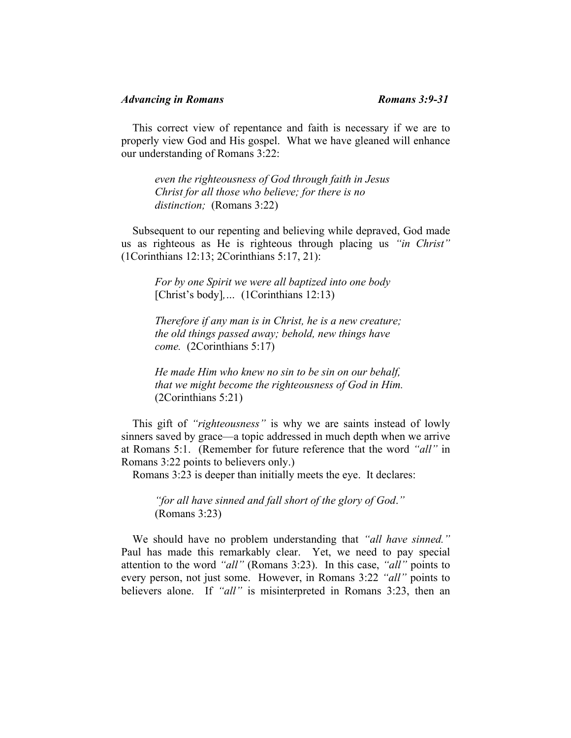This correct view of repentance and faith is necessary if we are to properly view God and His gospel. What we have gleaned will enhance our understanding of Romans 3:22:

> *even the righteousness of God through faith in Jesus Christ for all those who believe; for there is no distinction;* (Romans 3:22)

Subsequent to our repenting and believing while depraved, God made us as righteous as He is righteous through placing us *"in Christ"* (1Corinthians 12:13; 2Corinthians 5:17, 21):

> *For by one Spirit we were all baptized into one body* [Christ's body]*,...* (1Corinthians 12:13)

> *Therefore if any man is in Christ, he is a new creature; the old things passed away; behold, new things have come.* (2Corinthians 5:17)

> *He made Him who knew no sin to be sin on our behalf, that we might become the righteousness of God in Him.* (2Corinthians 5:21)

This gift of *"righteousness"* is why we are saints instead of lowly sinners saved by grace—a topic addressed in much depth when we arrive at Romans 5:1. (Remember for future reference that the word *"all"* in Romans 3:22 points to believers only.)

Romans 3:23 is deeper than initially meets the eye. It declares:

> *"for all have sinned and fall short of the glory of God."* (Romans 3:23)

We should have no problem understanding that *"all have sinned."* Paul has made this remarkably clear. Yet, we need to pay special attention to the word *"all"* (Romans 3:23). In this case, *"all"* points to every person, not just some. However, in Romans 3:22 *"all"* points to believers alone. If *"all"* is misinterpreted in Romans 3:23, then an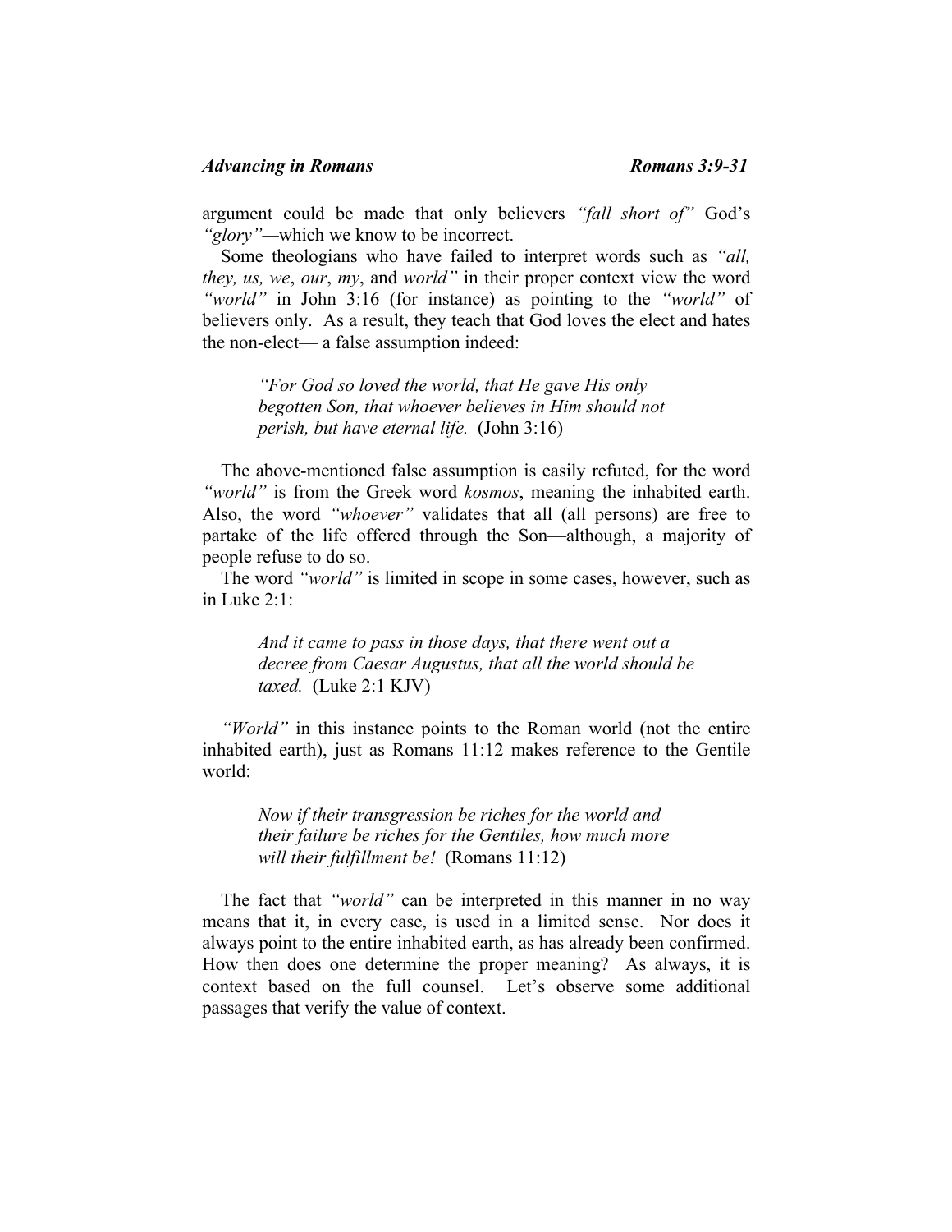argument could be made that only believers *"fall short of"* God's *"glory"*—which we know to be incorrect.

Some theologians who have failed to interpret words such as *"all, they, us, we*, *our*, *my*, and *world"* in their proper context view the word *"world"* in John 3:16 (for instance) as pointing to the *"world"* of believers only. As a result, they teach that God loves the elect and hates the non-elect— a false assumption indeed:

> *"For God so loved the world, that He gave His only begotten Son, that whoever believes in Him should not perish, but have eternal life.* (John 3:16)

The above-mentioned false assumption is easily refuted, for the word *"world"* is from the Greek word *kosmos*, meaning the inhabited earth. Also, the word *"whoever"* validates that all (all persons) are free to partake of the life offered through the Son—although, a majority of people refuse to do so.

The word *"world"* is limited in scope in some cases, however, such as in Luke 2:1:

> *And it came to pass in those days, that there went out a decree from Caesar Augustus, that all the world should be taxed.* (Luke 2:1 KJV)

*"World"* in this instance points to the Roman world (not the entire inhabited earth), just as Romans 11:12 makes reference to the Gentile world:

> *Now if their transgression be riches for the world and their failure be riches for the Gentiles, how much more will their fulfillment be!* (Romans 11:12)

The fact that *"world"* can be interpreted in this manner in no way means that it, in every case, is used in a limited sense. Nor does it always point to the entire inhabited earth, as has already been confirmed. How then does one determine the proper meaning? As always, it is context based on the full counsel. Let's observe some additional passages that verify the value of context.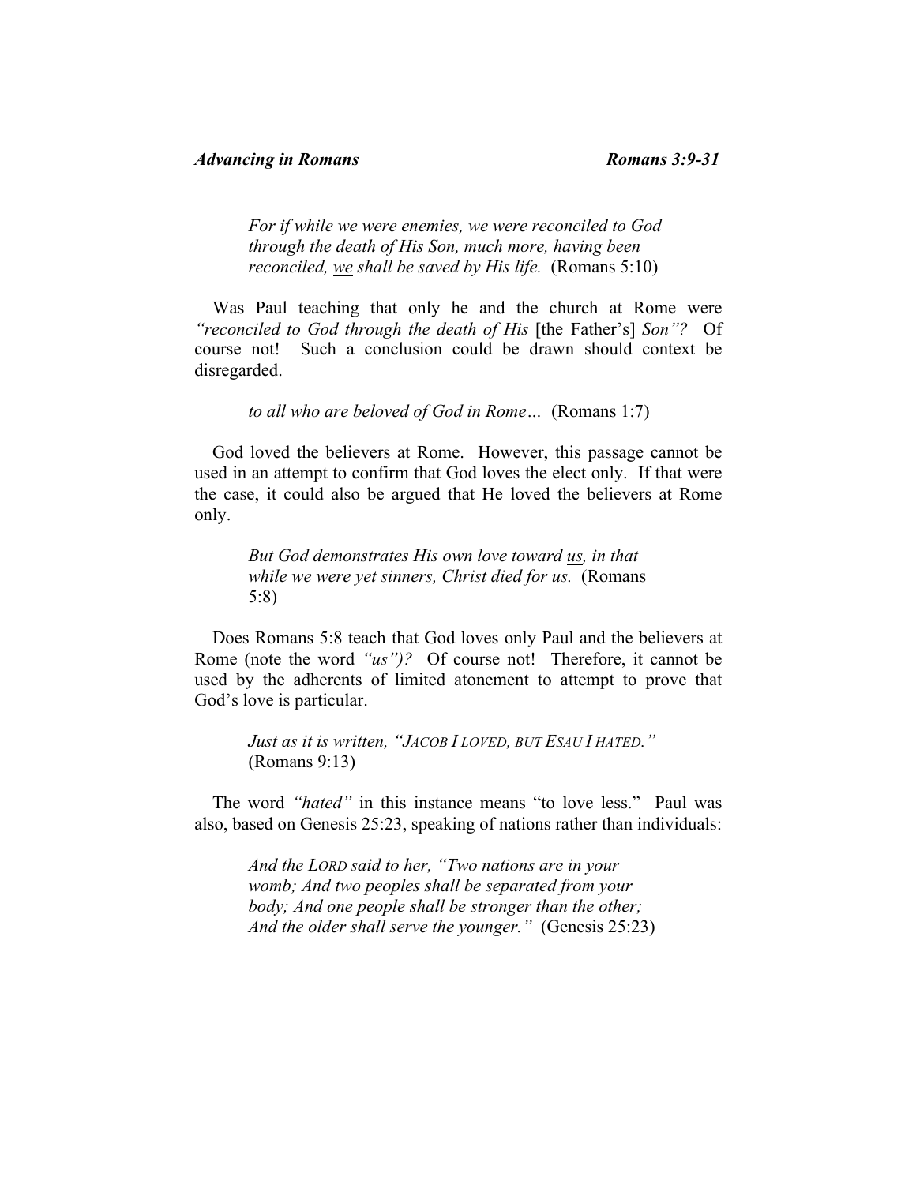> *For if while* <u>*we*</u> *were enemies, we were reconciled to God through the death of His Son, much more, having been reconciled,* <u>*we*</u> *shall be saved by His life.* (Romans 5:10)

Was Paul teaching that only he and the church at Rome were *"reconciled to God through the death of His* [the Father's] *Son"?* Of course not! Such a conclusion could be drawn should context be disregarded.

> *to all who are beloved of God in Rome…* (Romans 1:7)

God loved the believers at Rome. However, this passage cannot be used in an attempt to confirm that God loves the elect only. If that were the case, it could also be argued that He loved the believers at Rome only.

> *But God demonstrates His own love toward* <u>*us,*</u> *in that while we were yet sinners, Christ died for us.* (Romans 5:8)

Does Romans 5:8 teach that God loves only Paul and the believers at Rome (note the word *"us")?* Of course not! Therefore, it cannot be used by the adherents of limited atonement to attempt to prove that God's love is particular.

> *Just as it is written, "JACOB I LOVED, BUT ESAU I HATED."* (Romans 9:13)

The word *"hated"* in this instance means "to love less." Paul was also, based on Genesis 25:23, speaking of nations rather than individuals:

> *And the LORD said to her, "Two nations are in your womb; And two peoples shall be separated from your body; And one people shall be stronger than the other; And the older shall serve the younger."* (Genesis 25:23)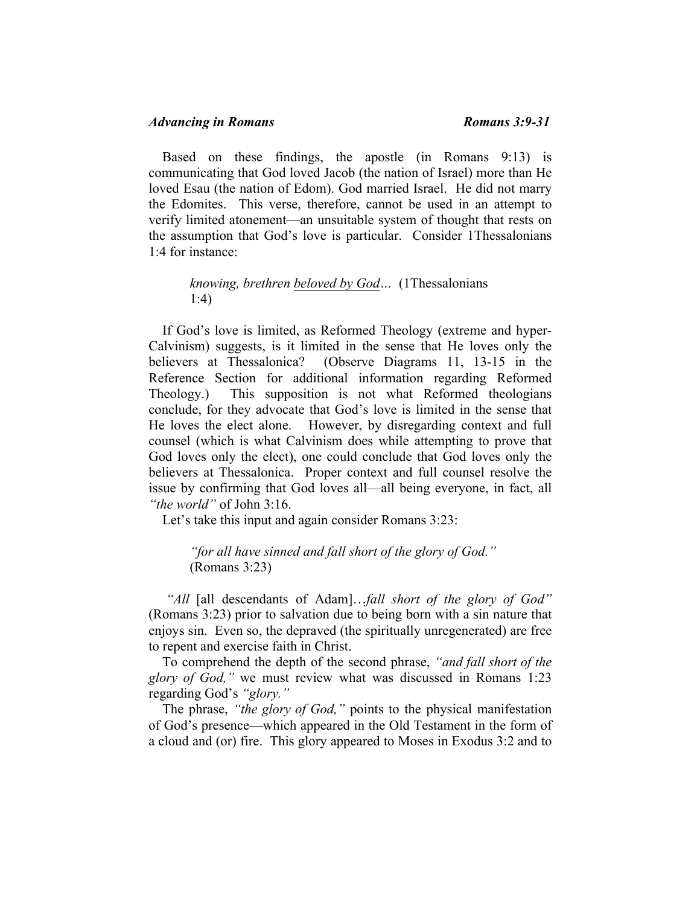Based on these findings, the apostle (in Romans 9:13) is communicating that God loved Jacob (the nation of Israel) more than He loved Esau (the nation of Edom). God married Israel. He did not marry the Edomites. This verse, therefore, cannot be used in an attempt to verify limited atonement—an unsuitable system of thought that rests on the assumption that God's love is particular. Consider 1Thessalonians 1:4 for instance:

> *knowing, brethren* <u>*beloved by God*</u>*…* (1Thessalonians 1:4)

If God's love is limited, as Reformed Theology (extreme and hyper-Calvinism) suggests, is it limited in the sense that He loves only the believers at Thessalonica? (Observe Diagrams 11, 13-15 in the Reference Section for additional information regarding Reformed Theology.) This supposition is not what Reformed theologians conclude, for they advocate that God's love is limited in the sense that He loves the elect alone. However, by disregarding context and full counsel (which is what Calvinism does while attempting to prove that God loves only the elect), one could conclude that God loves only the believers at Thessalonica. Proper context and full counsel resolve the issue by confirming that God loves all—all being everyone, in fact, all *"the world"* of John 3:16.

Let's take this input and again consider Romans 3:23:

> *"for all have sinned and fall short of the glory of God."* (Romans 3:23)

*"All* [all descendants of Adam]…*fall short of the glory of God"* (Romans 3:23) prior to salvation due to being born with a sin nature that enjoys sin. Even so, the depraved (the spiritually unregenerated) are free to repent and exercise faith in Christ.

To comprehend the depth of the second phrase, *"and fall short of the glory of God,"* we must review what was discussed in Romans 1:23 regarding God's *"glory."*

The phrase, *"the glory of God,"* points to the physical manifestation of God's presence—which appeared in the Old Testament in the form of a cloud and (or) fire. This glory appeared to Moses in Exodus 3:2 and to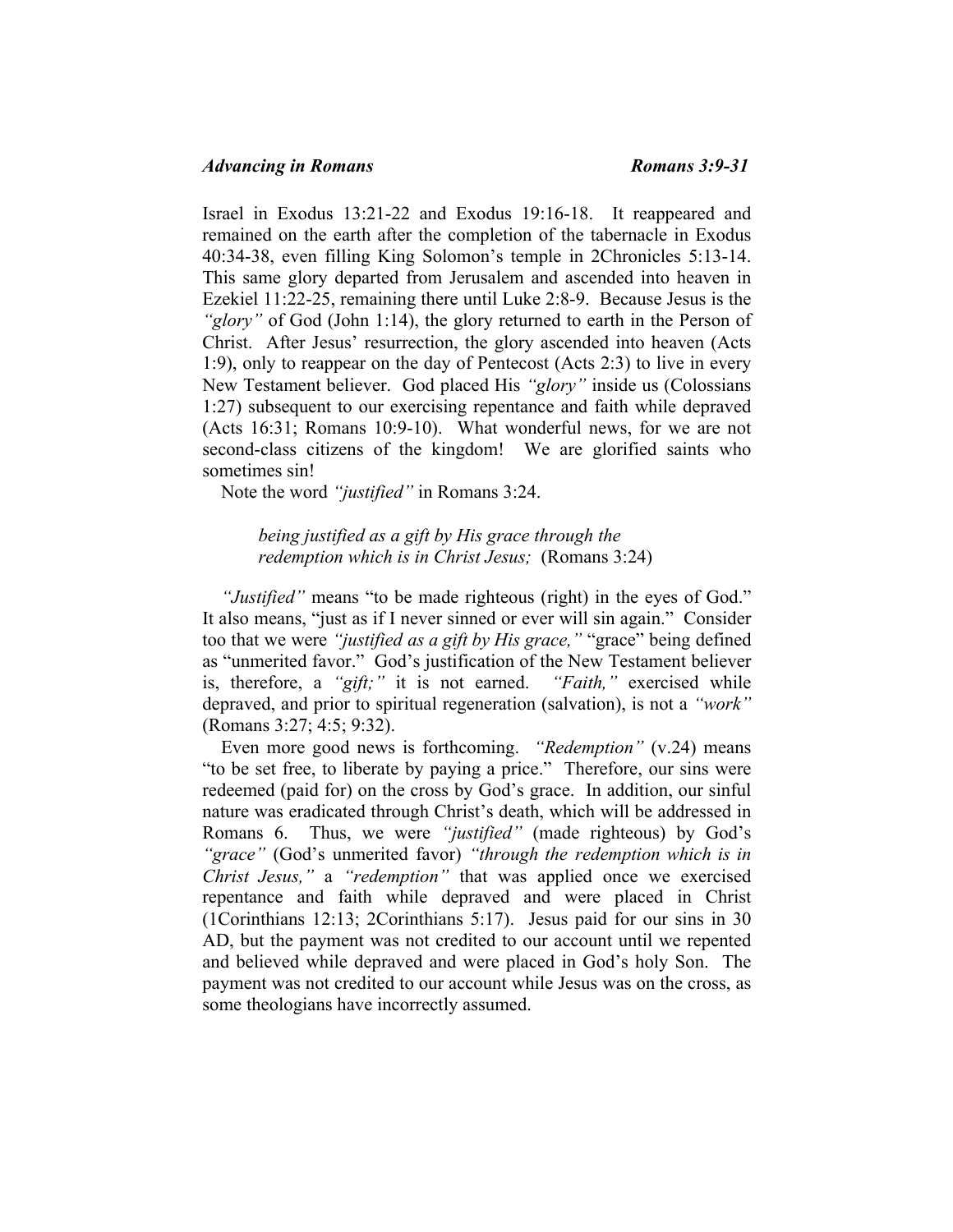Israel in Exodus 13:21-22 and Exodus 19:16-18. It reappeared and remained on the earth after the completion of the tabernacle in Exodus 40:34-38, even filling King Solomon's temple in 2Chronicles 5:13-14. This same glory departed from Jerusalem and ascended into heaven in Ezekiel 11:22-25, remaining there until Luke 2:8-9. Because Jesus is the *"glory"* of God (John 1:14), the glory returned to earth in the Person of Christ. After Jesus' resurrection, the glory ascended into heaven (Acts 1:9), only to reappear on the day of Pentecost (Acts 2:3) to live in every New Testament believer. God placed His *"glory"* inside us (Colossians 1:27) subsequent to our exercising repentance and faith while depraved (Acts 16:31; Romans 10:9-10). What wonderful news, for we are not second-class citizens of the kingdom! We are glorified saints who sometimes sin!

Note the word *"justified"* in Romans 3:24.

> *being justified as a gift by His grace through the redemption which is in Christ Jesus;* (Romans 3:24)

*"Justified"* means "to be made righteous (right) in the eyes of God." It also means, "just as if I never sinned or ever will sin again." Consider too that we were *"justified as a gift by His grace,"* "grace" being defined as "unmerited favor." God's justification of the New Testament believer is, therefore, a *"gift;"* it is not earned. *"Faith,"* exercised while depraved, and prior to spiritual regeneration (salvation), is not a *"work"* (Romans 3:27; 4:5; 9:32).

Even more good news is forthcoming. *"Redemption"* (v.24) means "to be set free, to liberate by paying a price." Therefore, our sins were redeemed (paid for) on the cross by God's grace. In addition, our sinful nature was eradicated through Christ's death, which will be addressed in Romans 6. Thus, we were *"justified"* (made righteous) by God's *"grace"* (God's unmerited favor) *"through the redemption which is in Christ Jesus,"* a *"redemption"* that was applied once we exercised repentance and faith while depraved and were placed in Christ (1Corinthians 12:13; 2Corinthians 5:17). Jesus paid for our sins in 30 AD, but the payment was not credited to our account until we repented and believed while depraved and were placed in God's holy Son. The payment was not credited to our account while Jesus was on the cross, as some theologians have incorrectly assumed.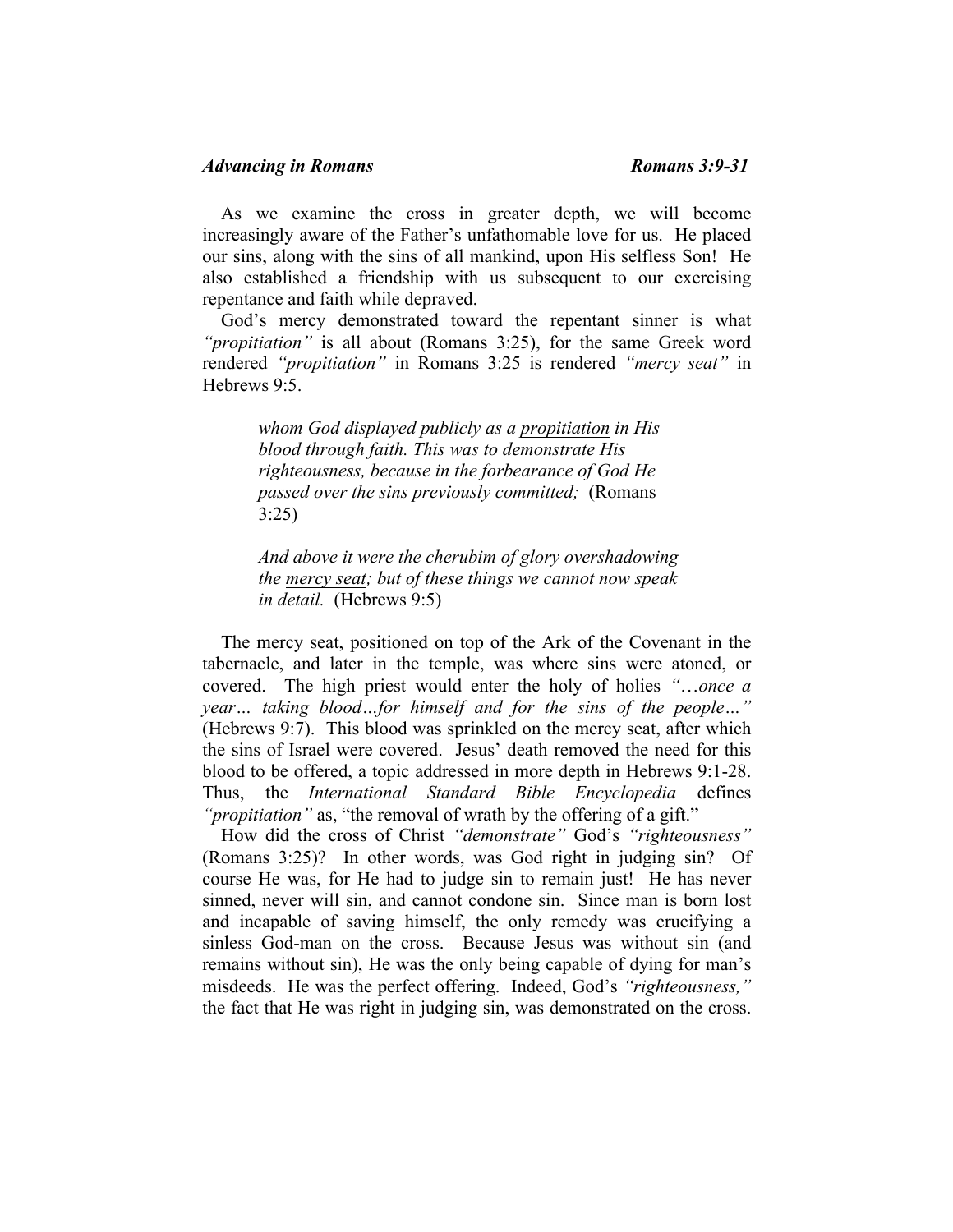As we examine the cross in greater depth, we will become increasingly aware of the Father's unfathomable love for us. He placed our sins, along with the sins of all mankind, upon His selfless Son! He also established a friendship with us subsequent to our exercising repentance and faith while depraved.

God's mercy demonstrated toward the repentant sinner is what *"propitiation"* is all about (Romans 3:25), for the same Greek word rendered *"propitiation"* in Romans 3:25 is rendered *"mercy seat"* in Hebrews 9:5.

> *whom God displayed publicly as a <u>propitiation</u> in His blood through faith. This was to demonstrate His righteousness, because in the forbearance of God He passed over the sins previously committed;* (Romans 3:25)

> *And above it were the cherubim of glory overshadowing the <u>mercy seat</u>; but of these things we cannot now speak in detail.* (Hebrews 9:5)

The mercy seat, positioned on top of the Ark of the Covenant in the tabernacle, and later in the temple, was where sins were atoned, or covered. The high priest would enter the holy of holies *"…once a year… taking blood…for himself and for the sins of the people…"* (Hebrews 9:7). This blood was sprinkled on the mercy seat, after which the sins of Israel were covered. Jesus' death removed the need for this blood to be offered, a topic addressed in more depth in Hebrews 9:1-28. Thus, the *International Standard Bible Encyclopedia* defines *"propitiation"* as, "the removal of wrath by the offering of a gift."

How did the cross of Christ *"demonstrate"* God's *"righteousness"* (Romans 3:25)? In other words, was God right in judging sin? Of course He was, for He had to judge sin to remain just! He has never sinned, never will sin, and cannot condone sin. Since man is born lost and incapable of saving himself, the only remedy was crucifying a sinless God-man on the cross. Because Jesus was without sin (and remains without sin), He was the only being capable of dying for man's misdeeds. He was the perfect offering. Indeed, God's *"righteousness,"* the fact that He was right in judging sin, was demonstrated on the cross.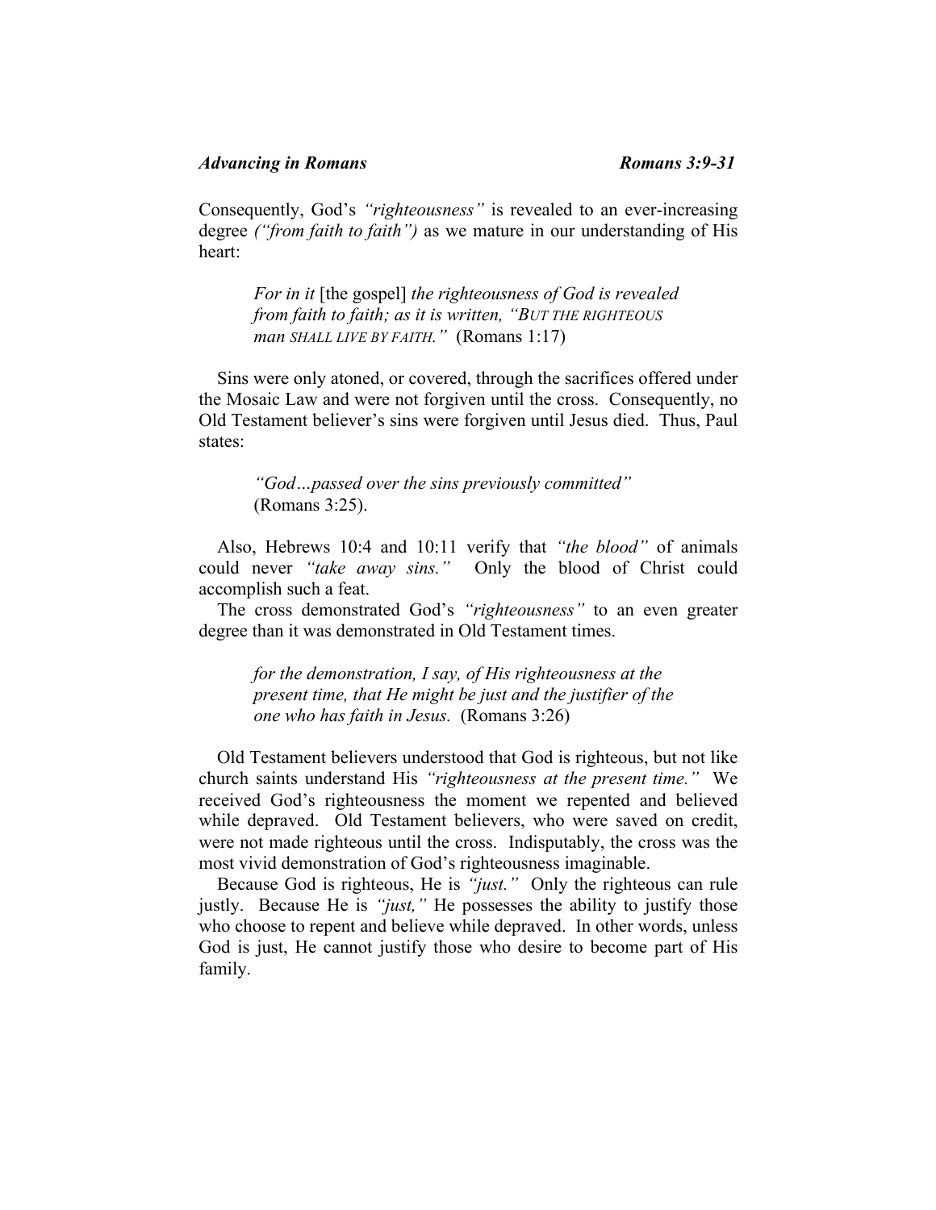Consequently, God's *"righteousness"* is revealed to an ever-increasing degree *("from faith to faith")* as we mature in our understanding of His heart:

> *For in it* [the gospel] *the righteousness of God is revealed from faith to faith; as it is written, "BUT THE RIGHTEOUS man SHALL LIVE BY FAITH."* (Romans 1:17)

Sins were only atoned, or covered, through the sacrifices offered under the Mosaic Law and were not forgiven until the cross. Consequently, no Old Testament believer's sins were forgiven until Jesus died. Thus, Paul states:

> *"God…passed over the sins previously committed"* (Romans 3:25).

Also, Hebrews 10:4 and 10:11 verify that *"the blood"* of animals could never *"take away sins."* Only the blood of Christ could accomplish such a feat.

The cross demonstrated God's *"righteousness"* to an even greater degree than it was demonstrated in Old Testament times.

> *for the demonstration, I say, of His righteousness at the present time, that He might be just and the justifier of the one who has faith in Jesus.* (Romans 3:26)

Old Testament believers understood that God is righteous, but not like church saints understand His *"righteousness at the present time."* We received God's righteousness the moment we repented and believed while depraved. Old Testament believers, who were saved on credit, were not made righteous until the cross. Indisputably, the cross was the most vivid demonstration of God's righteousness imaginable.

Because God is righteous, He is *"just."* Only the righteous can rule justly. Because He is *"just,"* He possesses the ability to justify those who choose to repent and believe while depraved. In other words, unless God is just, He cannot justify those who desire to become part of His family.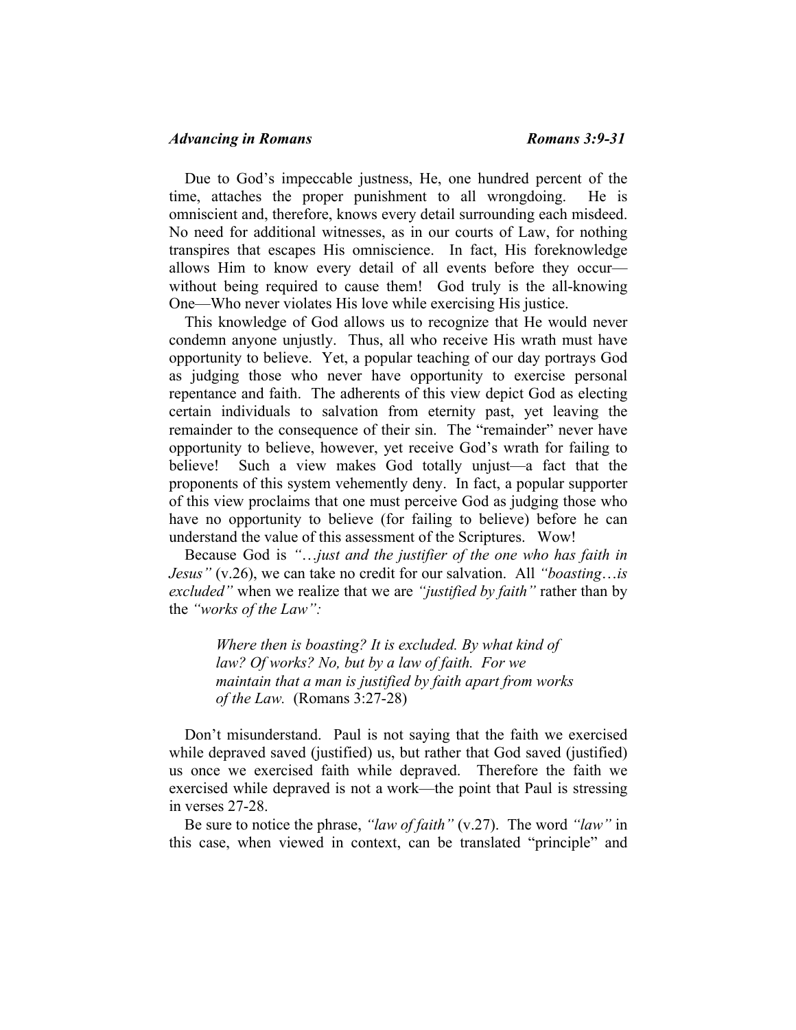Due to God's impeccable justness, He, one hundred percent of the time, attaches the proper punishment to all wrongdoing. He is omniscient and, therefore, knows every detail surrounding each misdeed. No need for additional witnesses, as in our courts of Law, for nothing transpires that escapes His omniscience. In fact, His foreknowledge allows Him to know every detail of all events before they occur—without being required to cause them! God truly is the all-knowing One—Who never violates His love while exercising His justice.

This knowledge of God allows us to recognize that He would never condemn anyone unjustly. Thus, all who receive His wrath must have opportunity to believe. Yet, a popular teaching of our day portrays God as judging those who never have opportunity to exercise personal repentance and faith. The adherents of this view depict God as electing certain individuals to salvation from eternity past, yet leaving the remainder to the consequence of their sin. The "remainder" never have opportunity to believe, however, yet receive God's wrath for failing to believe! Such a view makes God totally unjust—a fact that the proponents of this system vehemently deny. In fact, a popular supporter of this view proclaims that one must perceive God as judging those who have no opportunity to believe (for failing to believe) before he can understand the value of this assessment of the Scriptures. Wow!

Because God is *"…just and the justifier of the one who has faith in Jesus"* (v.26), we can take no credit for our salvation. All *"boasting…is excluded"* when we realize that we are *"justified by faith"* rather than by the *"works of the Law":*

> *Where then is boasting? It is excluded. By what kind of law? Of works? No, but by a law of faith. For we maintain that a man is justified by faith apart from works of the Law.* (Romans 3:27-28)

Don't misunderstand. Paul is not saying that the faith we exercised while depraved saved (justified) us, but rather that God saved (justified) us once we exercised faith while depraved. Therefore the faith we exercised while depraved is not a work—the point that Paul is stressing in verses 27-28.

Be sure to notice the phrase, *"law of faith"* (v.27). The word *"law"* in this case, when viewed in context, can be translated "principle" and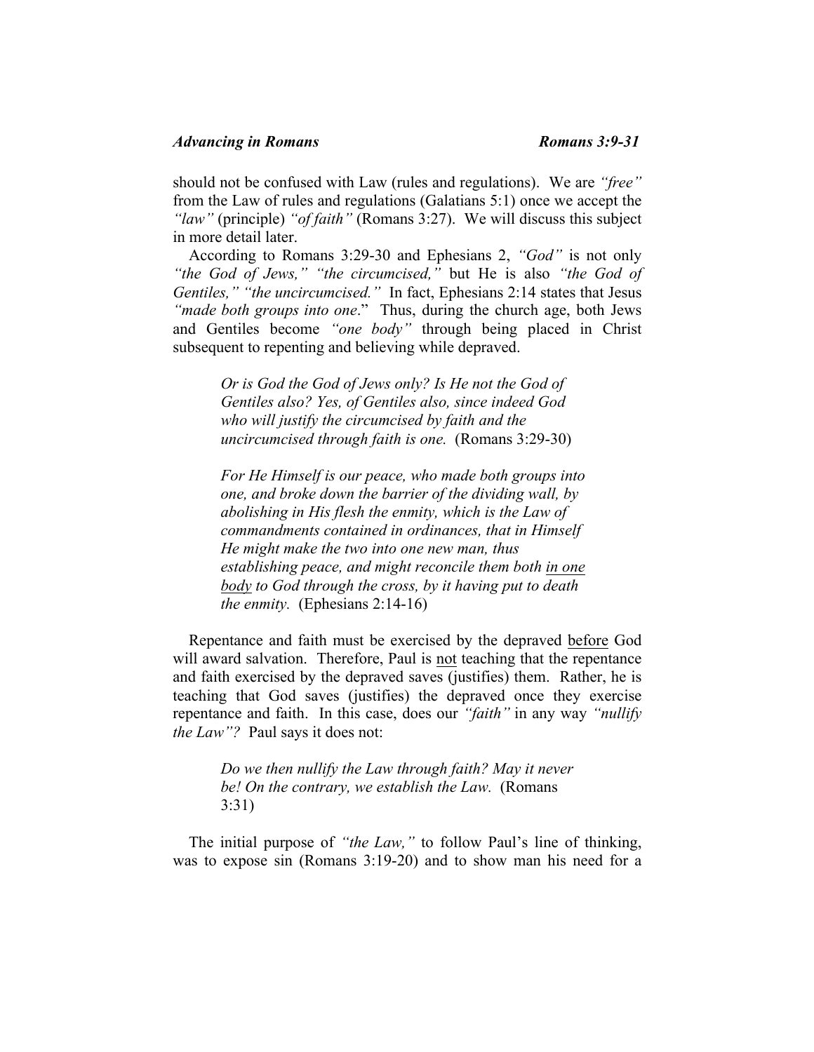should not be confused with Law (rules and regulations). We are *"free"* from the Law of rules and regulations (Galatians 5:1) once we accept the *"law"* (principle) *"of faith"* (Romans 3:27). We will discuss this subject in more detail later.

According to Romans 3:29-30 and Ephesians 2, *"God"* is not only *"the God of Jews," "the circumcised,"* but He is also *"the God of Gentiles," "the uncircumcised."* In fact, Ephesians 2:14 states that Jesus *"made both groups into one*." Thus, during the church age, both Jews and Gentiles become *"one body"* through being placed in Christ subsequent to repenting and believing while depraved.

> *Or is God the God of Jews only? Is He not the God of Gentiles also? Yes, of Gentiles also, since indeed God who will justify the circumcised by faith and the uncircumcised through faith is one.* (Romans 3:29-30)

> *For He Himself is our peace, who made both groups into one, and broke down the barrier of the dividing wall, by abolishing in His flesh the enmity, which is the Law of commandments contained in ordinances, that in Himself He might make the two into one new man, thus establishing peace, and might reconcile them both <u>in one body</u> to God through the cross, by it having put to death the enmity.* (Ephesians 2:14-16)

Repentance and faith must be exercised by the depraved <u>before</u> God will award salvation. Therefore, Paul is <u>not</u> teaching that the repentance and faith exercised by the depraved saves (justifies) them. Rather, he is teaching that God saves (justifies) the depraved once they exercise repentance and faith. In this case, does our *"faith"* in any way *"nullify the Law"?* Paul says it does not:

> *Do we then nullify the Law through faith? May it never be! On the contrary, we establish the Law.* (Romans 3:31)

The initial purpose of *"the Law,"* to follow Paul's line of thinking, was to expose sin (Romans 3:19-20) and to show man his need for a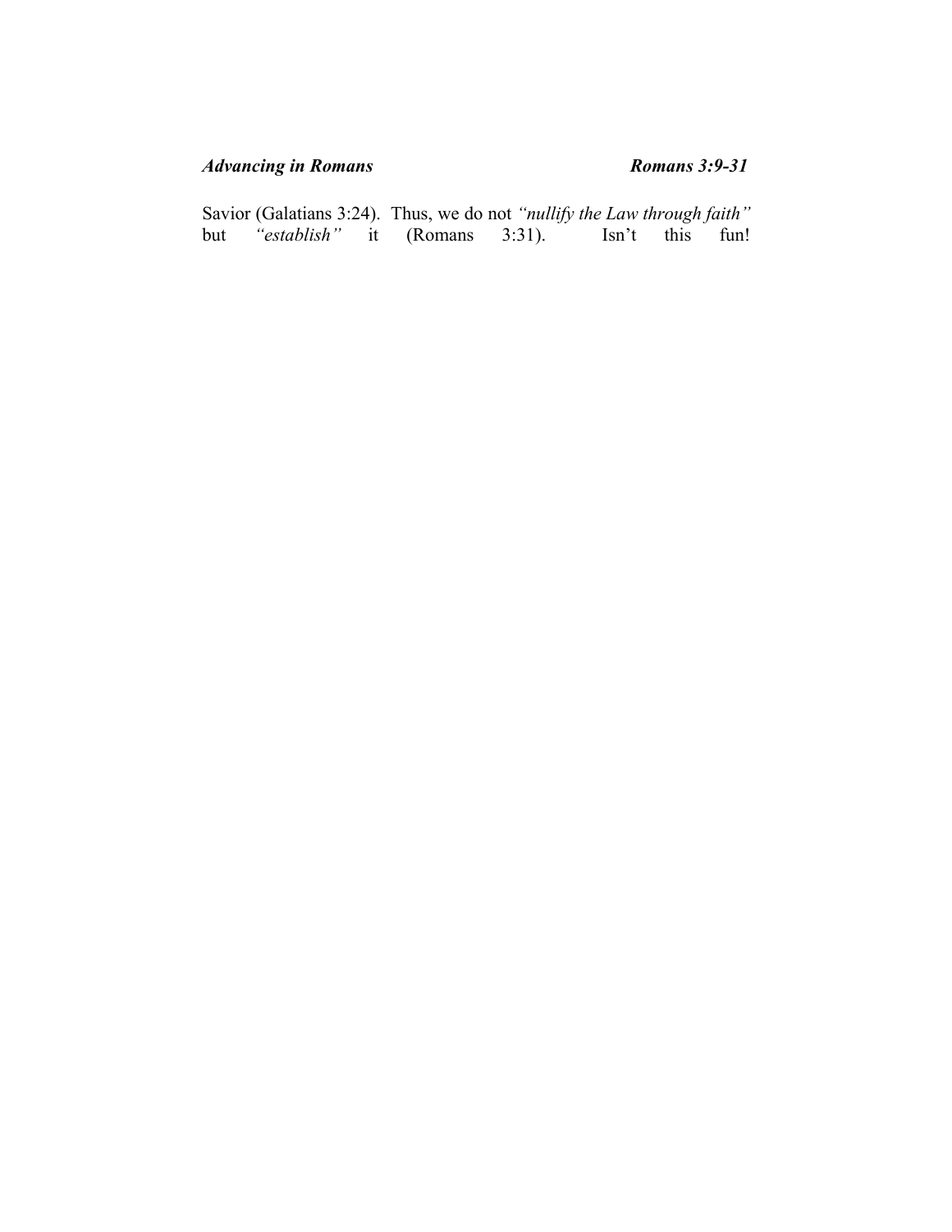Savior (Galatians 3:24). Thus, we do not *"nullify the Law through faith"* but *"establish"* it (Romans 3:31). Isn't this fun!